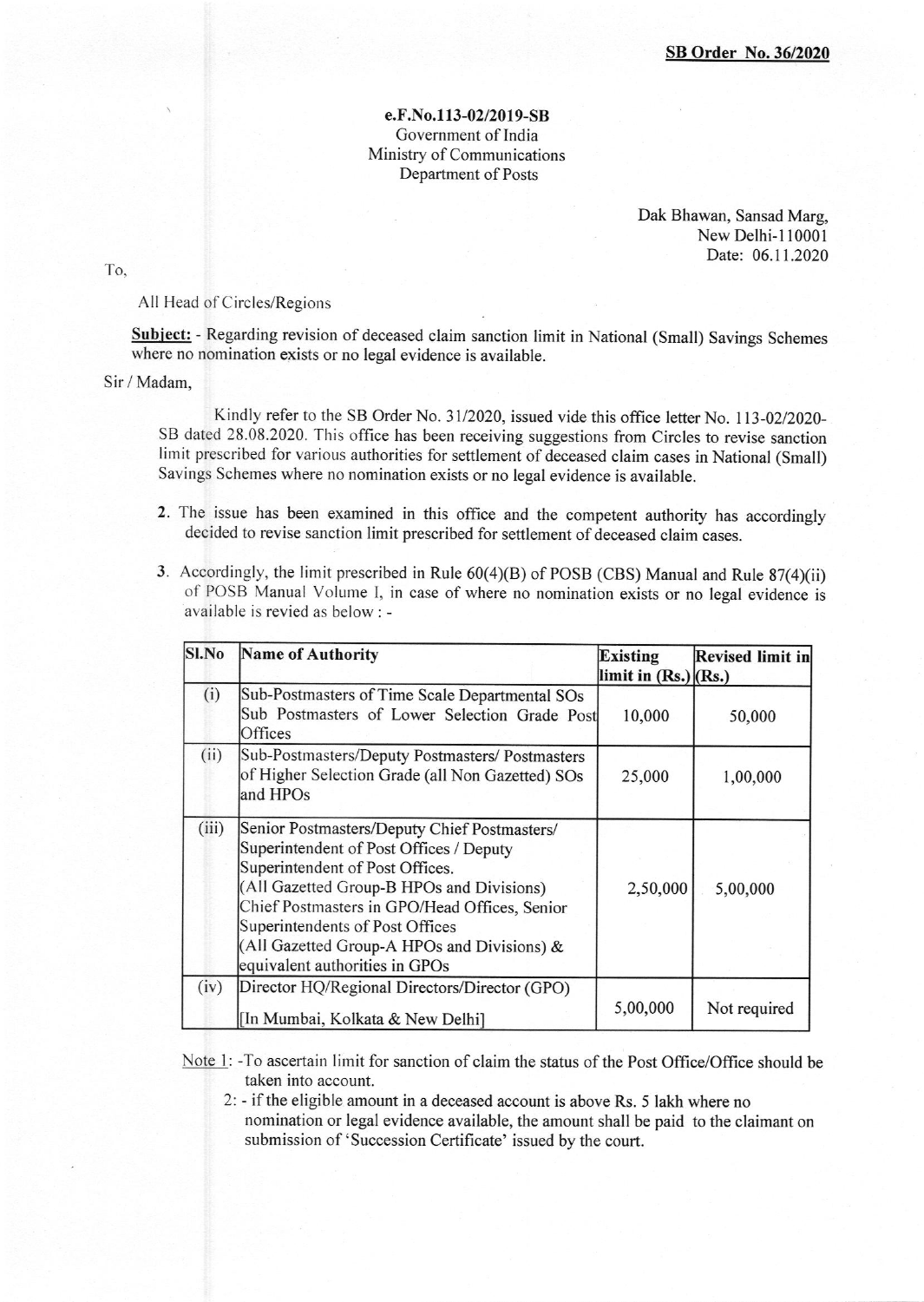**SB Order No. 36/2020**

**e.F.No.113-02/2019-SB**
Government of India
Ministry of Communications
Department of Posts

Dak Bhawan, Sansad Marg,
New Delhi-110001
Date: 06.11.2020

To,

All Head of Circles/Regions

**Subject:** - Regarding revision of deceased claim sanction limit in National (Small) Savings Schemes where no nomination exists or no legal evidence is available.

Sir / Madam,

Kindly refer to the SB Order No. 31/2020, issued vide this office letter No. 113-02/2020-SB dated 28.08.2020. This office has been receiving suggestions from Circles to revise sanction limit prescribed for various authorities for settlement of deceased claim cases in National (Small) Savings Schemes where no nomination exists or no legal evidence is available.

2. The issue has been examined in this office and the competent authority has accordingly decided to revise sanction limit prescribed for settlement of deceased claim cases.

3. Accordingly, the limit prescribed in Rule 60(4)(B) of POSB (CBS) Manual and Rule 87(4)(ii) of POSB Manual Volume I, in case of where no nomination exists or no legal evidence is available is revied as below : -

| Sl.No | Name of Authority | Existing limit in (Rs.) | Revised limit in (Rs.) |
|---|---|---|---|
| (i) | Sub-Postmasters of Time Scale Departmental SOs Sub Postmasters of Lower Selection Grade Post Offices | 10,000 | 50,000 |
| (ii) | Sub-Postmasters/Deputy Postmasters/ Postmasters of Higher Selection Grade (all Non Gazetted) SOs and HPOs | 25,000 | 1,00,000 |
| (iii) | Senior Postmasters/Deputy Chief Postmasters/ Superintendent of Post Offices / Deputy Superintendent of Post Offices. (All Gazetted Group-B HPOs and Divisions) Chief Postmasters in GPO/Head Offices, Senior Superintendents of Post Offices (All Gazetted Group-A HPOs and Divisions) & equivalent authorities in GPOs | 2,50,000 | 5,00,000 |
| (iv) | Director HQ/Regional Directors/Director (GPO) [In Mumbai, Kolkata & New Delhi] | 5,00,000 | Not required |

Note 1: -To ascertain limit for sanction of claim the status of the Post Office/Office should be taken into account.

2: - if the eligible amount in a deceased account is above Rs. 5 lakh where no nomination or legal evidence available, the amount shall be paid to the claimant on submission of 'Succession Certificate' issued by the court.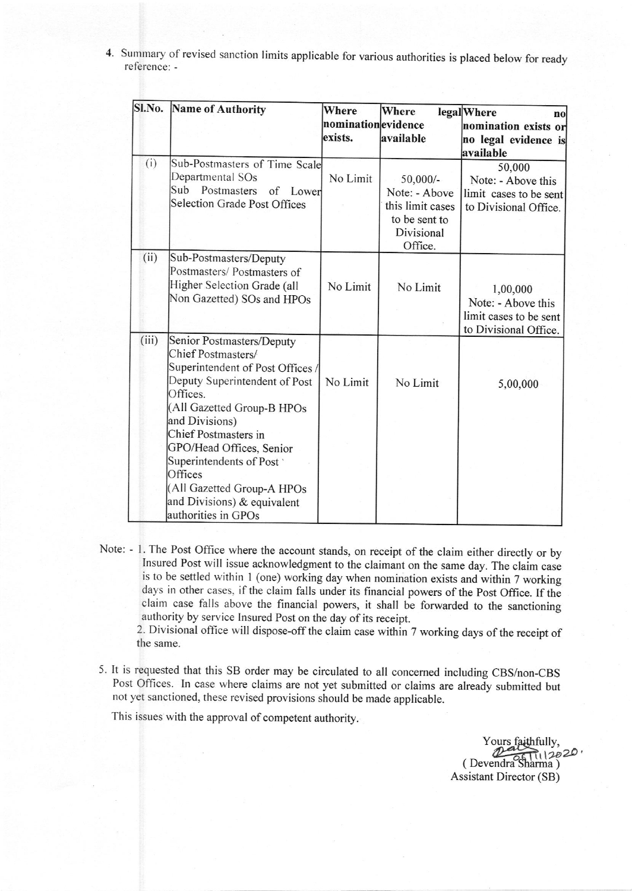4. Summary of revised sanction limits applicable for various authorities is placed below for ready reference: -

| Sl.No. | Name of Authority | Where nomination exists. | Where legal evidence available | Where no nomination exists or no legal evidence is available |
|---|---|---|---|---|
| (i) | Sub-Postmasters of Time Scale Departmental SOs<br>Sub Postmasters of Lower Selection Grade Post Offices | No Limit | 50,000/-<br>Note: - Above this limit cases to be sent to Divisional Office. | 50,000<br>Note: - Above this limit cases to be sent to Divisional Office. |
| (ii) | Sub-Postmasters/Deputy Postmasters/ Postmasters of Higher Selection Grade (all Non Gazetted) SOs and HPOs | No Limit | No Limit | 1,00,000<br>Note: - Above this limit cases to be sent to Divisional Office. |
| (iii) | Senior Postmasters/Deputy Chief Postmasters/ Superintendent of Post Offices / Deputy Superintendent of Post Offices.<br>(All Gazetted Group-B HPOs and Divisions)<br>Chief Postmasters in GPO/Head Offices, Senior Superintendents of Post Offices<br>(All Gazetted Group-A HPOs and Divisions) & equivalent authorities in GPOs | No Limit | No Limit | 5,00,000 |

Note: - 1. The Post Office where the account stands, on receipt of the claim either directly or by Insured Post will issue acknowledgment to the claimant on the same day. The claim case is to be settled within 1 (one) working day when nomination exists and within 7 working days in other cases, if the claim falls under its financial powers of the Post Office. If the claim case falls above the financial powers, it shall be forwarded to the sanctioning authority by service Insured Post on the day of its receipt.

2. Divisional office will dispose-off the claim case within 7 working days of the receipt of the same.

5. It is requested that this SB order may be circulated to all concerned including CBS/non-CBS Post Offices. In case where claims are not yet submitted or claims are already submitted but not yet sanctioned, these revised provisions should be made applicable.

This issues with the approval of competent authority.

Yours faithfully,

06/11/2020

( Devendra Sharma )

Assistant Director (SB)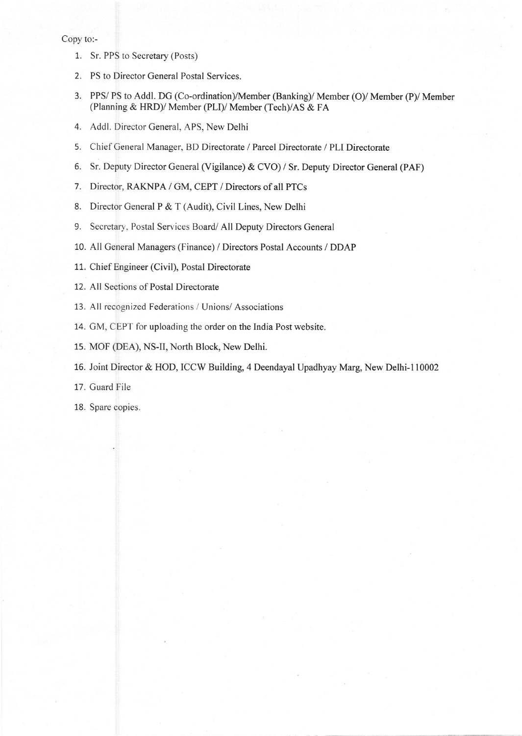Copy to:-

1. Sr. PPS to Secretary (Posts)
2. PS to Director General Postal Services.
3. PPS/ PS to Addl. DG (Co-ordination)/Member (Banking)/ Member (O)/ Member (P)/ Member (Planning & HRD)/ Member (PLI)/ Member (Tech)/AS & FA
4. Addl. Director General, APS, New Delhi
5. Chief General Manager, BD Directorate / Parcel Directorate / PLI Directorate
6. Sr. Deputy Director General (Vigilance) & CVO) / Sr. Deputy Director General (PAF)
7. Director, RAKNPA / GM, CEPT / Directors of all PTCs
8. Director General P & T (Audit), Civil Lines, New Delhi
9. Secretary, Postal Services Board/ All Deputy Directors General
10. All General Managers (Finance) / Directors Postal Accounts / DDAP
11. Chief Engineer (Civil), Postal Directorate
12. All Sections of Postal Directorate
13. All recognized Federations / Unions/ Associations
14. GM, CEPT for uploading the order on the India Post website.
15. MOF (DEA), NS-II, North Block, New Delhi.
16. Joint Director & HOD, ICCW Building, 4 Deendayal Upadhyay Marg, New Delhi-110002
17. Guard File
18. Spare copies.